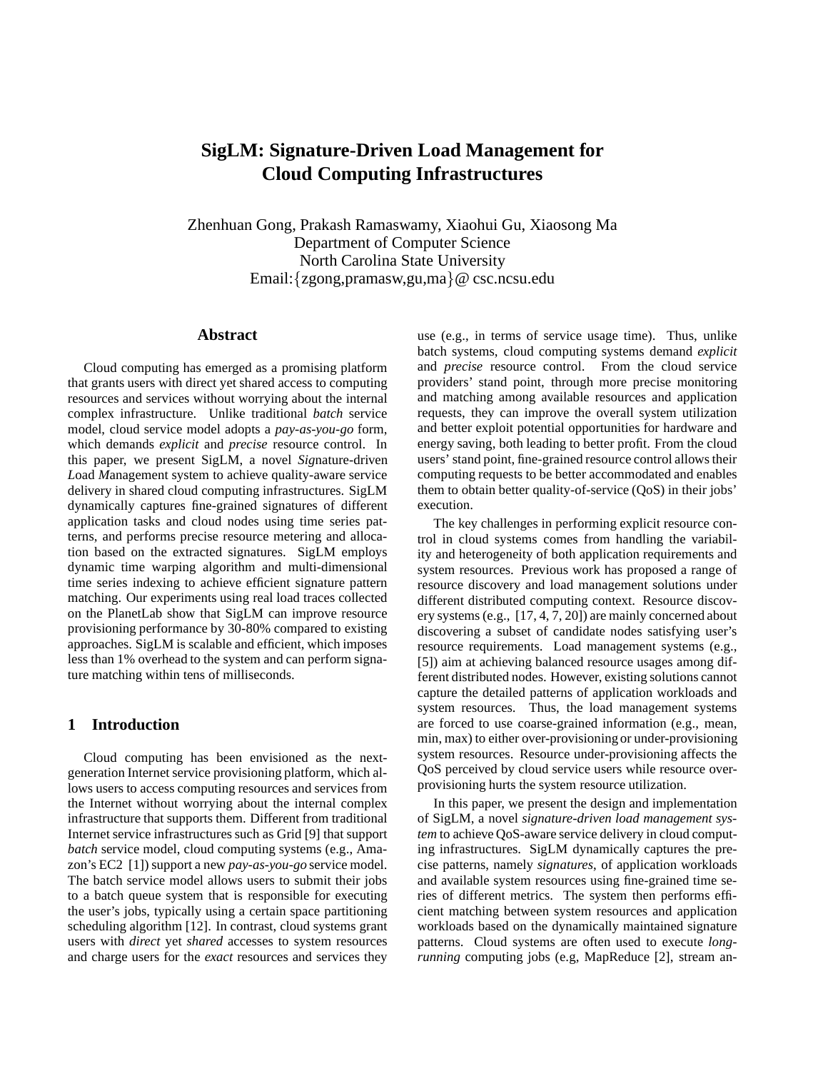# SigLM: Signature-Driven Load Management for Cloud Computing Infrastructures

Zhenhuan Gong, Prakash Ramaswamy, Xiaohui Gu, Xiaosong Ma
Department of Computer Science
North Carolina State University
Email:{zgong,pramasw,gu,ma}@ csc.ncsu.edu

## Abstract

Cloud computing has emerged as a promising platform that grants users with direct yet shared access to computing resources and services without worrying about the internal complex infrastructure. Unlike traditional *batch* service model, cloud service model adopts a *pay-as-you-go* form, which demands *explicit* and *precise* resource control. In this paper, we present SigLM, a novel *Sig*nature-driven *L*oad *M*anagement system to achieve quality-aware service delivery in shared cloud computing infrastructures. SigLM dynamically captures fine-grained signatures of different application tasks and cloud nodes using time series patterns, and performs precise resource metering and allocation based on the extracted signatures. SigLM employs dynamic time warping algorithm and multi-dimensional time series indexing to achieve efficient signature pattern matching. Our experiments using real load traces collected on the PlanetLab show that SigLM can improve resource provisioning performance by 30-80% compared to existing approaches. SigLM is scalable and efficient, which imposes less than 1% overhead to the system and can perform signature matching within tens of milliseconds.

## 1 Introduction

Cloud computing has been envisioned as the next-generation Internet service provisioning platform, which allows users to access computing resources and services from the Internet without worrying about the internal complex infrastructure that supports them. Different from traditional Internet service infrastructures such as Grid [9] that support *batch* service model, cloud computing systems (e.g., Amazon's EC2 [1]) support a new *pay-as-you-go* service model. The batch service model allows users to submit their jobs to a batch queue system that is responsible for executing the user's jobs, typically using a certain space partitioning scheduling algorithm [12]. In contrast, cloud systems grant users with *direct* yet *shared* accesses to system resources and charge users for the *exact* resources and services they use (e.g., in terms of service usage time). Thus, unlike batch systems, cloud computing systems demand *explicit* and *precise* resource control. From the cloud service providers' stand point, through more precise monitoring and matching among available resources and application requests, they can improve the overall system utilization and better exploit potential opportunities for hardware and energy saving, both leading to better profit. From the cloud users' stand point, fine-grained resource control allows their computing requests to be better accommodated and enables them to obtain better quality-of-service (QoS) in their jobs' execution.

The key challenges in performing explicit resource control in cloud systems comes from handling the variability and heterogeneity of both application requirements and system resources. Previous work has proposed a range of resource discovery and load management solutions under different distributed computing context. Resource discovery systems (e.g., [17, 4, 7, 20]) are mainly concerned about discovering a subset of candidate nodes satisfying user's resource requirements. Load management systems (e.g., [5]) aim at achieving balanced resource usages among different distributed nodes. However, existing solutions cannot capture the detailed patterns of application workloads and system resources. Thus, the load management systems are forced to use coarse-grained information (e.g., mean, min, max) to either over-provisioning or under-provisioning system resources. Resource under-provisioning affects the QoS perceived by cloud service users while resource over-provisioning hurts the system resource utilization.

In this paper, we present the design and implementation of SigLM, a novel *signature-driven load management system* to achieve QoS-aware service delivery in cloud computing infrastructures. SigLM dynamically captures the precise patterns, namely *signatures*, of application workloads and available system resources using fine-grained time series of different metrics. The system then performs efficient matching between system resources and application workloads based on the dynamically maintained signature patterns. Cloud systems are often used to execute *long-running* computing jobs (e.g, MapReduce [2], stream an-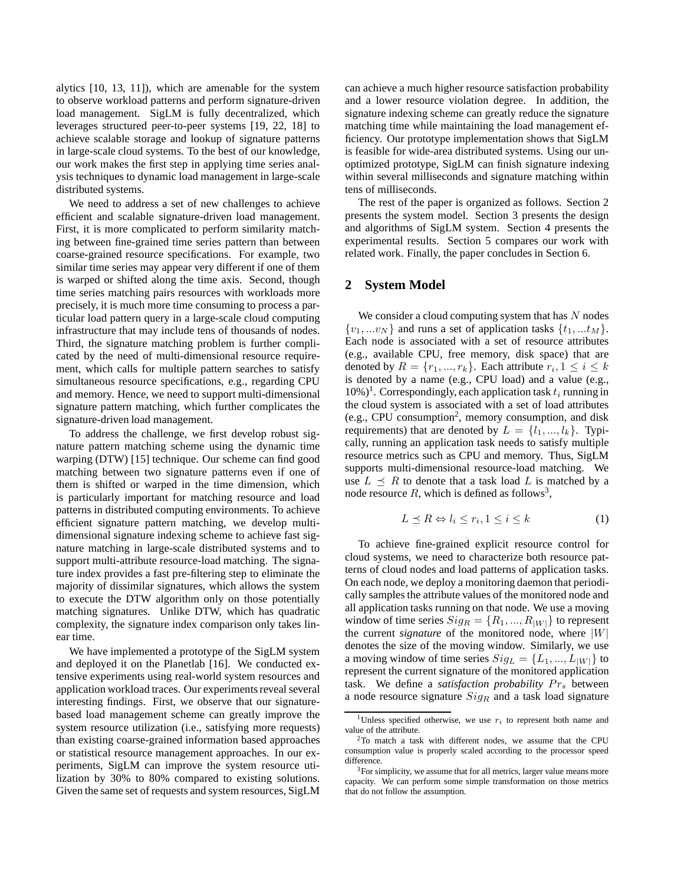alytics [10, 13, 11]), which are amenable for the system to observe workload patterns and perform signature-driven load management. SigLM is fully decentralized, which leverages structured peer-to-peer systems [19, 22, 18] to achieve scalable storage and lookup of signature patterns in large-scale cloud systems. To the best of our knowledge, our work makes the first step in applying time series analysis techniques to dynamic load management in large-scale distributed systems.

We need to address a set of new challenges to achieve efficient and scalable signature-driven load management. First, it is more complicated to perform similarity matching between fine-grained time series pattern than between coarse-grained resource specifications. For example, two similar time series may appear very different if one of them is warped or shifted along the time axis. Second, though time series matching pairs resources with workloads more precisely, it is much more time consuming to process a particular load pattern query in a large-scale cloud computing infrastructure that may include tens of thousands of nodes. Third, the signature matching problem is further complicated by the need of multi-dimensional resource requirement, which calls for multiple pattern searches to satisfy simultaneous resource specifications, e.g., regarding CPU and memory. Hence, we need to support multi-dimensional signature pattern matching, which further complicates the signature-driven load management.

To address the challenge, we first develop robust signature pattern matching scheme using the dynamic time warping (DTW) [15] technique. Our scheme can find good matching between two signature patterns even if one of them is shifted or warped in the time dimension, which is particularly important for matching resource and load patterns in distributed computing environments. To achieve efficient signature pattern matching, we develop multi-dimensional signature indexing scheme to achieve fast signature matching in large-scale distributed systems and to support multi-attribute resource-load matching. The signature index provides a fast pre-filtering step to eliminate the majority of dissimilar signatures, which allows the system to execute the DTW algorithm only on those potentially matching signatures. Unlike DTW, which has quadratic complexity, the signature index comparison only takes linear time.

We have implemented a prototype of the SigLM system and deployed it on the Planetlab [16]. We conducted extensive experiments using real-world system resources and application workload traces. Our experiments reveal several interesting findings. First, we observe that our signature-based load management scheme can greatly improve the system resource utilization (i.e., satisfying more requests) than existing coarse-grained information based approaches or statistical resource management approaches. In our experiments, SigLM can improve the system resource utilization by 30% to 80% compared to existing solutions. Given the same set of requests and system resources, SigLM can achieve a much higher resource satisfaction probability and a lower resource violation degree. In addition, the signature indexing scheme can greatly reduce the signature matching time while maintaining the load management efficiency. Our prototype implementation shows that SigLM is feasible for wide-area distributed systems. Using our unoptimized prototype, SigLM can finish signature indexing within several milliseconds and signature matching within tens of milliseconds.

The rest of the paper is organized as follows. Section 2 presents the system model. Section 3 presents the design and algorithms of SigLM system. Section 4 presents the experimental results. Section 5 compares our work with related work. Finally, the paper concludes in Section 6.

## 2 System Model

We consider a cloud computing system that has $N$ nodes $\{v_1, ...v_N\}$ and runs a set of application tasks $\{t_1, ...t_M\}$. Each node is associated with a set of resource attributes (e.g., available CPU, free memory, disk space) that are denoted by $R = \{r_1, ..., r_k\}$. Each attribute $r_i, 1 \leq i \leq k$ is denoted by a name (e.g., CPU load) and a value (e.g., 10%)[1]. Correspondingly, each application task $t_i$ running in the cloud system is associated with a set of load attributes (e.g., CPU consumption[2], memory consumption, and disk requirements) that are denoted by $L = \{l_1, ..., l_k\}$. Typically, running an application task needs to satisfy multiple resource metrics such as CPU and memory. Thus, SigLM supports multi-dimensional resource-load matching. We use $L \preceq R$ to denote that a task load $L$ is matched by a node resource $R$, which is defined as follows[3],

$$L \preceq R \Leftrightarrow l_i \leq r_i, 1 \leq i \leq k \tag{1}$$

To achieve fine-grained explicit resource control for cloud systems, we need to characterize both resource patterns of cloud nodes and load patterns of application tasks. On each node, we deploy a monitoring daemon that periodically samples the attribute values of the monitored node and all application tasks running on that node. We use a moving window of time series $Sig_R = \{R_1, ..., R_{|W|}\}$ to represent the current *signature* of the monitored node, where $|W|$ denotes the size of the moving window. Similarly, we use a moving window of time series $Sig_L = \{L_1, ..., L_{|W|}\}$ to represent the current signature of the monitored application task. We define a *satisfaction probability* $Pr_s$ between a node resource signature $Sig_R$ and a task load signature

[1] Unless specified otherwise, we use $r_i$ to represent both name and value of the attribute.

[2] To match a task with different nodes, we assume that the CPU consumption value is properly scaled according to the processor speed difference.

[3] For simplicity, we assume that for all metrics, larger value means more capacity. We can perform some simple transformation on those metrics that do not follow the assumption.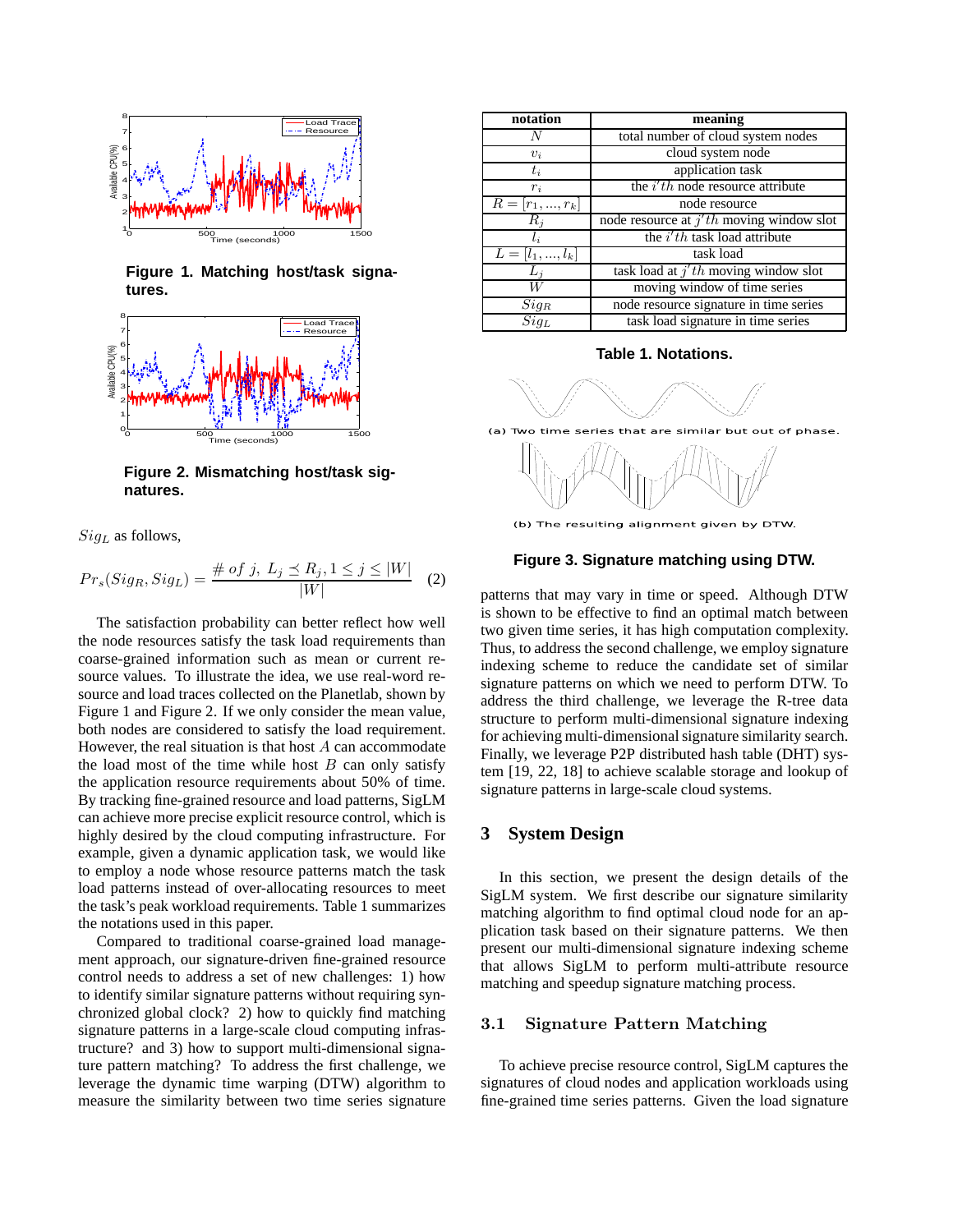Figure 1. Matching host/task signatures.

Figure 2. Mismatching host/task signatures.

$Sig_L$ as follows,

$$Pr_s(Sig_R, Sig_L) = \frac{\#\ of\ j,\ L_j \preceq R_j, 1 \leq j \leq |W|}{|W|} \quad (2)$$

The satisfaction probability can better reflect how well the node resources satisfy the task load requirements than coarse-grained information such as mean or current resource values. To illustrate the idea, we use real-word resource and load traces collected on the Planetlab, shown by Figure 1 and Figure 2. If we only consider the mean value, both nodes are considered to satisfy the load requirement. However, the real situation is that host $A$ can accommodate the load most of the time while host $B$ can only satisfy the application resource requirements about 50% of time. By tracking fine-grained resource and load patterns, SigLM can achieve more precise explicit resource control, which is highly desired by the cloud computing infrastructure. For example, given a dynamic application task, we would like to employ a node whose resource patterns match the task load patterns instead of over-allocating resources to meet the task's peak workload requirements. Table 1 summarizes the notations used in this paper.

Compared to traditional coarse-grained load management approach, our signature-driven fine-grained resource control needs to address a set of new challenges: 1) how to identify similar signature patterns without requiring synchronized global clock? 2) how to quickly find matching signature patterns in a large-scale cloud computing infrastructure? and 3) how to support multi-dimensional signature pattern matching? To address the first challenge, we leverage the dynamic time warping (DTW) algorithm to measure the similarity between two time series signature patterns that may vary in time or speed. Although DTW is shown to be effective to find an optimal match between two given time series, it has high computation complexity. Thus, to address the second challenge, we employ signature indexing scheme to reduce the candidate set of similar signature patterns on which we need to perform DTW. To address the third challenge, we leverage the R-tree data structure to perform multi-dimensional signature indexing for achieving multi-dimensional signature similarity search. Finally, we leverage P2P distributed hash table (DHT) system [19, 22, 18] to achieve scalable storage and lookup of signature patterns in large-scale cloud systems.

| notation | meaning |
|---|---|
| $N$ | total number of cloud system nodes |
| $v_i$ | cloud system node |
| $t_i$ | application task |
| $r_i$ | the $i'th$ node resource attribute |
| $R = [r_1, ..., r_k]$ | node resource |
| $R_j$ | node resource at $j'th$ moving window slot |
| $l_i$ | the $i'th$ task load attribute |
| $L = [l_1, ..., l_k]$ | task load |
| $L_j$ | task load at $j'th$ moving window slot |
| $W$ | moving window of time series |
| $Sig_R$ | node resource signature in time series |
| $Sig_L$ | task load signature in time series |

Table 1. Notations.

(a) Two time series that are similar but out of phase.

(b) The resulting alignment given by DTW.

Figure 3. Signature matching using DTW.

## 3 System Design

In this section, we present the design details of the SigLM system. We first describe our signature similarity matching algorithm to find optimal cloud node for an application task based on their signature patterns. We then present our multi-dimensional signature indexing scheme that allows SigLM to perform multi-attribute resource matching and speedup signature matching process.

### 3.1 Signature Pattern Matching

To achieve precise resource control, SigLM captures the signatures of cloud nodes and application workloads using fine-grained time series patterns. Given the load signature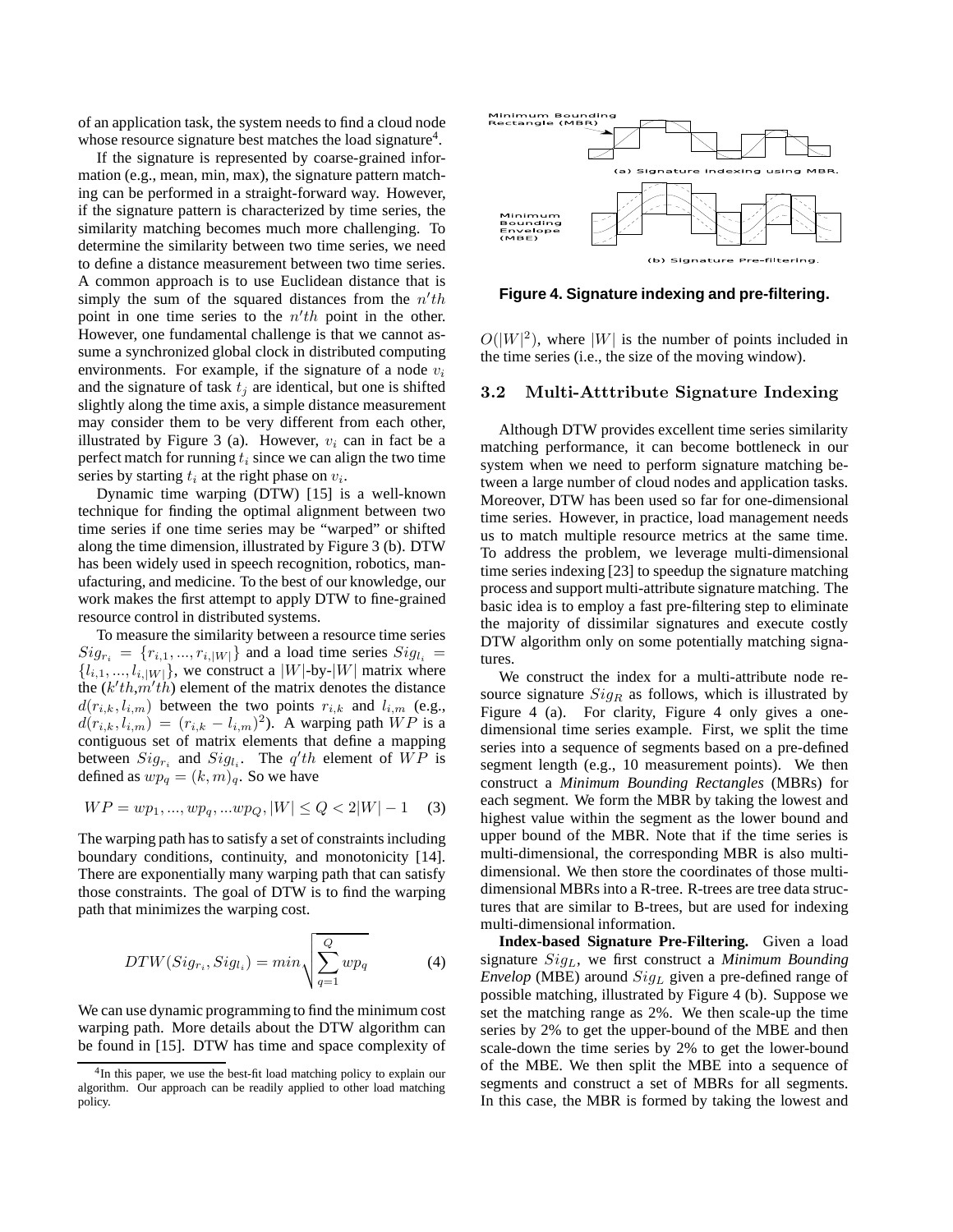of an application task, the system needs to find a cloud node whose resource signature best matches the load signature[4].

If the signature is represented by coarse-grained information (e.g., mean, min, max), the signature pattern matching can be performed in a straight-forward way. However, if the signature pattern is characterized by time series, the similarity matching becomes much more challenging. To determine the similarity between two time series, we need to define a distance measurement between two time series. A common approach is to use Euclidean distance that is simply the sum of the squared distances from the $n'th$ point in one time series to the $n'th$ point in the other. However, one fundamental challenge is that we cannot assume a synchronized global clock in distributed computing environments. For example, if the signature of a node $v_i$ and the signature of task $t_j$ are identical, but one is shifted slightly along the time axis, a simple distance measurement may consider them to be very different from each other, illustrated by Figure 3 (a). However, $v_i$ can in fact be a perfect match for running $t_i$ since we can align the two time series by starting $t_i$ at the right phase on $v_i$.

Dynamic time warping (DTW) [15] is a well-known technique for finding the optimal alignment between two time series if one time series may be "warped" or shifted along the time dimension, illustrated by Figure 3 (b). DTW has been widely used in speech recognition, robotics, manufacturing, and medicine. To the best of our knowledge, our work makes the first attempt to apply DTW to fine-grained resource control in distributed systems.

To measure the similarity between a resource time series $Sig_{r_i} = \{r_{i,1}, ..., r_{i,|W|}\}$ and a load time series $Sig_{l_i} = \{l_{i,1}, ..., l_{i,|W|}\}$, we construct a $|W|$-by-$|W|$ matrix where the ($k'th$,$m'th$) element of the matrix denotes the distance $d(r_{i,k}, l_{i,m})$ between the two points $r_{i,k}$ and $l_{i,m}$ (e.g., $d(r_{i,k}, l_{i,m}) = (r_{i,k} - l_{i,m})^2$). A warping path $WP$ is a contiguous set of matrix elements that define a mapping between $Sig_{r_i}$ and $Sig_{l_i}$. The $q'th$ element of $WP$ is defined as $wp_q = (k, m)_q$. So we have

$$WP = wp_1, ..., wp_q, ...wp_Q, |W| \leq Q < 2|W| - 1 \quad (3)$$

The warping path has to satisfy a set of constraints including boundary conditions, continuity, and monotonicity [14]. There are exponentially many warping path that can satisfy those constraints. The goal of DTW is to find the warping path that minimizes the warping cost.

$$DTW(Sig_{r_i}, Sig_{l_i}) = min\sqrt{\sum_{q=1}^{Q} wp_q} \quad (4)$$

We can use dynamic programming to find the minimum cost warping path. More details about the DTW algorithm can be found in [15]. DTW has time and space complexity of $O(|W|^2)$, where $|W|$ is the number of points included in the time series (i.e., the size of the moving window).

[4]In this paper, we use the best-fit load matching policy to explain our algorithm. Our approach can be readily applied to other load matching policy.

**Figure 4. Signature indexing and pre-filtering.**

### 3.2 Multi-Atttribute Signature Indexing

Although DTW provides excellent time series similarity matching performance, it can become bottleneck in our system when we need to perform signature matching between a large number of cloud nodes and application tasks. Moreover, DTW has been used so far for one-dimensional time series. However, in practice, load management needs us to match multiple resource metrics at the same time. To address the problem, we leverage multi-dimensional time series indexing [23] to speedup the signature matching process and support multi-attribute signature matching. The basic idea is to employ a fast pre-filtering step to eliminate the majority of dissimilar signatures and execute costly DTW algorithm only on some potentially matching signatures.

We construct the index for a multi-attribute node resource signature $Sig_R$ as follows, which is illustrated by Figure 4 (a). For clarity, Figure 4 only gives a one-dimensional time series example. First, we split the time series into a sequence of segments based on a pre-defined segment length (e.g., 10 measurement points). We then construct a *Minimum Bounding Rectangles* (MBRs) for each segment. We form the MBR by taking the lowest and highest value within the segment as the lower bound and upper bound of the MBR. Note that if the time series is multi-dimensional, the corresponding MBR is also multi-dimensional. We then store the coordinates of those multi-dimensional MBRs into a R-tree. R-trees are tree data structures that are similar to B-trees, but are used for indexing multi-dimensional information.

**Index-based Signature Pre-Filtering.** Given a load signature $Sig_L$, we first construct a *Minimum Bounding Envelop* (MBE) around $Sig_L$ given a pre-defined range of possible matching, illustrated by Figure 4 (b). Suppose we set the matching range as 2%. We then scale-up the time series by 2% to get the upper-bound of the MBE and then scale-down the time series by 2% to get the lower-bound of the MBE. We then split the MBE into a sequence of segments and construct a set of MBRs for all segments. In this case, the MBR is formed by taking the lowest and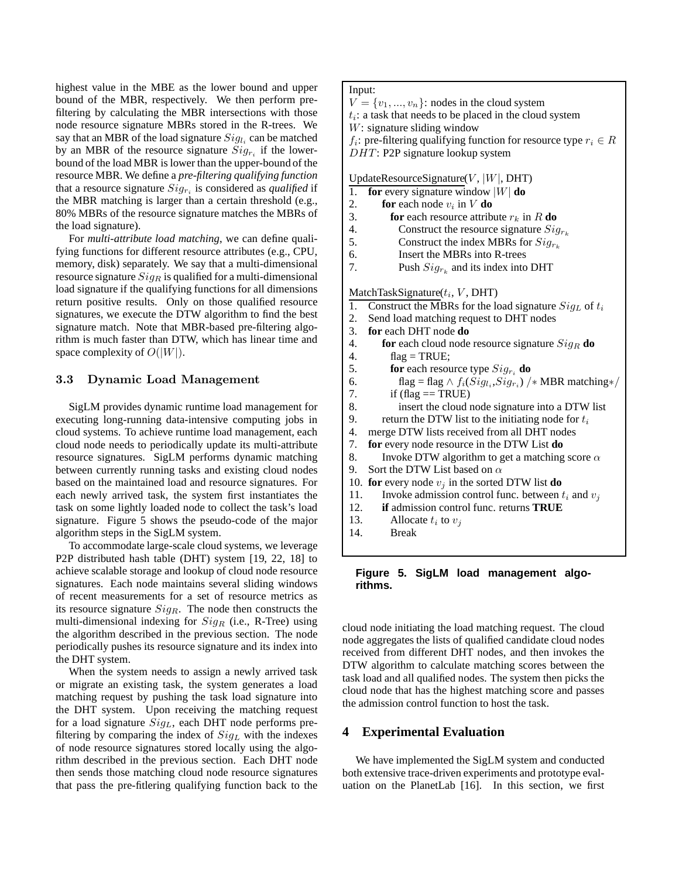highest value in the MBE as the lower bound and upper bound of the MBR, respectively. We then perform pre-filtering by calculating the MBR intersections with those node resource signature MBRs stored in the R-trees. We say that an MBR of the load signature $Sig_{l_i}$ can be matched by an MBR of the resource signature $Sig_{r_i}$ if the lower-bound of the load MBR is lower than the upper-bound of the resource MBR. We define a ***pre-filtering qualifying function*** that a resource signature $Sig_{r_i}$ is considered as *qualified* if the MBR matching is larger than a certain threshold (e.g., 80% MBRs of the resource signature matches the MBRs of the load signature).

For *multi-attribute load matching*, we can define qualifying functions for different resource attributes (e.g., CPU, memory, disk) separately. We say that a multi-dimensional resource signature $Sig_R$ is qualified for a multi-dimensional load signature if the qualifying functions for all dimensions return positive results. Only on those qualified resource signatures, we execute the DTW algorithm to find the best signature match. Note that MBR-based pre-filtering algorithm is much faster than DTW, which has linear time and space complexity of $O(|W|)$.

### 3.3 Dynamic Load Management

SigLM provides dynamic runtime load management for executing long-running data-intensive computing jobs in cloud systems. To achieve runtime load management, each cloud node needs to periodically update its multi-attribute resource signatures. SigLM performs dynamic matching between currently running tasks and existing cloud nodes based on the maintained load and resource signatures. For each newly arrived task, the system first instantiates the task on some lightly loaded node to collect the task's load signature. Figure 5 shows the pseudo-code of the major algorithm steps in the SigLM system.

To accommodate large-scale cloud systems, we leverage P2P distributed hash table (DHT) system [19, 22, 18] to achieve scalable storage and lookup of cloud node resource signatures. Each node maintains several sliding windows of recent measurements for a set of resource metrics as its resource signature $Sig_R$. The node then constructs the multi-dimensional indexing for $Sig_R$ (i.e., R-Tree) using the algorithm described in the previous section. The node periodically pushes its resource signature and its index into the DHT system.

When the system needs to assign a newly arrived task or migrate an existing task, the system generates a load matching request by pushing the task load signature into the DHT system. Upon receiving the matching request for a load signature $Sig_L$, each DHT node performs pre-filtering by comparing the index of $Sig_L$ with the indexes of node resource signatures stored locally using the algorithm described in the previous section. Each DHT node then sends those matching cloud node resource signatures that pass the pre-fitlering qualifying function back to the cloud node initiating the load matching request. The cloud node aggregates the lists of qualified candidate cloud nodes received from different DHT nodes, and then invokes the DTW algorithm to calculate matching scores between the task load and all qualified nodes. The system then picks the cloud node that has the highest matching score and passes the admission control function to host the task.

```
Input:
V = {v_1, ..., v_n}: nodes in the cloud system
t_i: a task that needs to be placed in the cloud system
W: signature sliding window
f_i: pre-filtering qualifying function for resource type r_i ∈ R
DHT: P2P signature lookup system

UpdateResourceSignature(V, |W|, DHT)
1.  for every signature window |W| do
2.      for each node v_i in V do
3.        for each resource attribute r_k in R do
4.          Construct the resource signature Sig_{r_k}
5.          Construct the index MBRs for Sig_{r_k}
6.          Insert the MBRs into R-trees
7.          Push Sig_{r_k} and its index into DHT

MatchTaskSignature(t_i, V, DHT)
1.  Construct the MBRs for the load signature Sig_L of t_i
2.  Send load matching request to DHT nodes
3.  for each DHT node do
4.      for each cloud node resource signature Sig_R do
4.        flag = TRUE;
5.        for each resource type Sig_{r_i} do
6.          flag = flag ∧ f_i(Sig_{l_i}, Sig_{r_i}) /* MBR matching*/
7.        if (flag == TRUE)
8.          insert the cloud node signature into a DTW list
9.      return the DTW list to the initiating node for t_i
4.  merge DTW lists received from all DHT nodes
7.  for every node resource in the DTW List do
8.      Invoke DTW algorithm to get a matching score α
9.  Sort the DTW List based on α
10. for every node v_j in the sorted DTW list do
11.     Invoke admission control func. between t_i and v_j
12.     if admission control func. returns TRUE
13.       Allocate t_i to v_j
14.       Break
```

**Figure 5. SigLM load management algorithms.**

## 4 Experimental Evaluation

We have implemented the SigLM system and conducted both extensive trace-driven experiments and prototype evaluation on the PlanetLab [16]. In this section, we first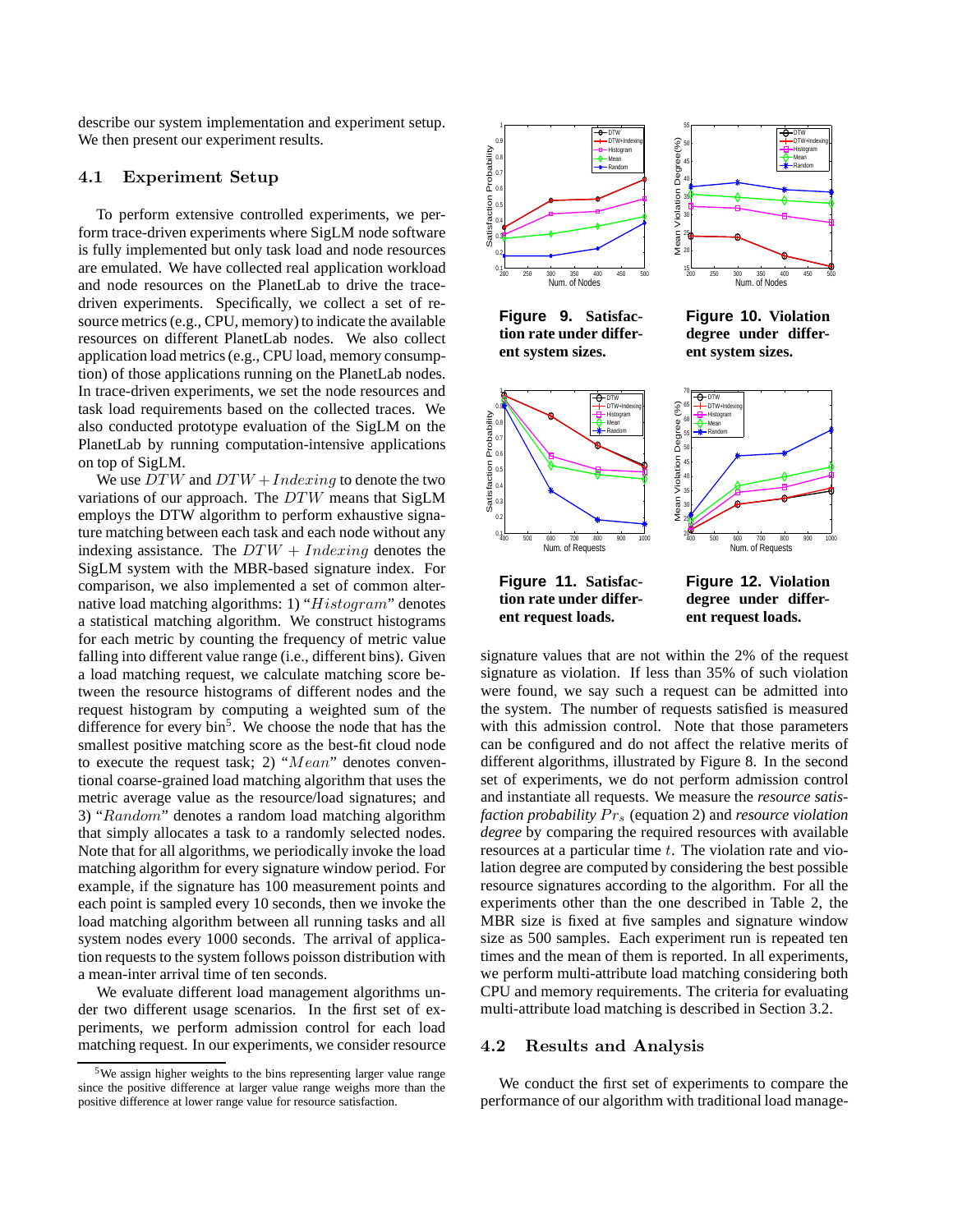describe our system implementation and experiment setup. We then present our experiment results.

### 4.1 Experiment Setup

To perform extensive controlled experiments, we perform trace-driven experiments where SigLM node software is fully implemented but only task load and node resources are emulated. We have collected real application workload and node resources on the PlanetLab to drive the trace-driven experiments. Specifically, we collect a set of resource metrics (e.g., CPU, memory) to indicate the available resources on different PlanetLab nodes. We also collect application load metrics (e.g., CPU load, memory consumption) of those applications running on the PlanetLab nodes. In trace-driven experiments, we set the node resources and task load requirements based on the collected traces. We also conducted prototype evaluation of the SigLM on the PlanetLab by running computation-intensive applications on top of SigLM.

We use $DTW$ and $DTW + Indexing$ to denote the two variations of our approach. The $DTW$ means that SigLM employs the DTW algorithm to perform exhaustive signature matching between each task and each node without any indexing assistance. The $DTW + Indexing$ denotes the SigLM system with the MBR-based signature index. For comparison, we also implemented a set of common alternative load matching algorithms: 1) "$Histogram$" denotes a statistical matching algorithm. We construct histograms for each metric by counting the frequency of metric value falling into different value range (i.e., different bins). Given a load matching request, we calculate matching score between the resource histograms of different nodes and the request histogram by computing a weighted sum of the difference for every bin[5]. We choose the node that has the smallest positive matching score as the best-fit cloud node to execute the request task; 2) "$Mean$" denotes conventional coarse-grained load matching algorithm that uses the metric average value as the resource/load signatures; and 3) "$Random$" denotes a random load matching algorithm that simply allocates a task to a randomly selected nodes. Note that for all algorithms, we periodically invoke the load matching algorithm for every signature window period. For example, if the signature has 100 measurement points and each point is sampled every 10 seconds, then we invoke the load matching algorithm between all running tasks and all system nodes every 1000 seconds. The arrival of application requests to the system follows poisson distribution with a mean-inter arrival time of ten seconds.

We evaluate different load management algorithms under two different usage scenarios. In the first set of experiments, we perform admission control for each load matching request. In our experiments, we consider resource signature values that are not within the 2% of the request signature as violation. If less than 35% of such violation were found, we say such a request can be admitted into the system. The number of requests satisfied is measured with this admission control. Note that those parameters can be configured and do not affect the relative merits of different algorithms, illustrated by Figure 8. In the second set of experiments, we do not perform admission control and instantiate all requests. We measure the *resource satisfaction probability* $Pr_s$ (equation 2) and *resource violation degree* by comparing the required resources with available resources at a particular time $t$. The violation rate and violation degree are computed by considering the best possible resource signatures according to the algorithm. For all the experiments other than the one described in Table 2, the MBR size is fixed at five samples and signature window size as 500 samples. Each experiment run is repeated ten times and the mean of them is reported. In all experiments, we perform multi-attribute load matching considering both CPU and memory requirements. The criteria for evaluating multi-attribute load matching is described in Section 3.2.

**Figure 9. Satisfaction rate under different system sizes.**

**Figure 10. Violation degree under different system sizes.**

**Figure 11. Satisfaction rate under different request loads.**

**Figure 12. Violation degree under different request loads.**

### 4.2 Results and Analysis

We conduct the first set of experiments to compare the performance of our algorithm with traditional load manage-

[5] We assign higher weights to the bins representing larger value range since the positive difference at larger value range weighs more than the positive difference at lower range value for resource satisfaction.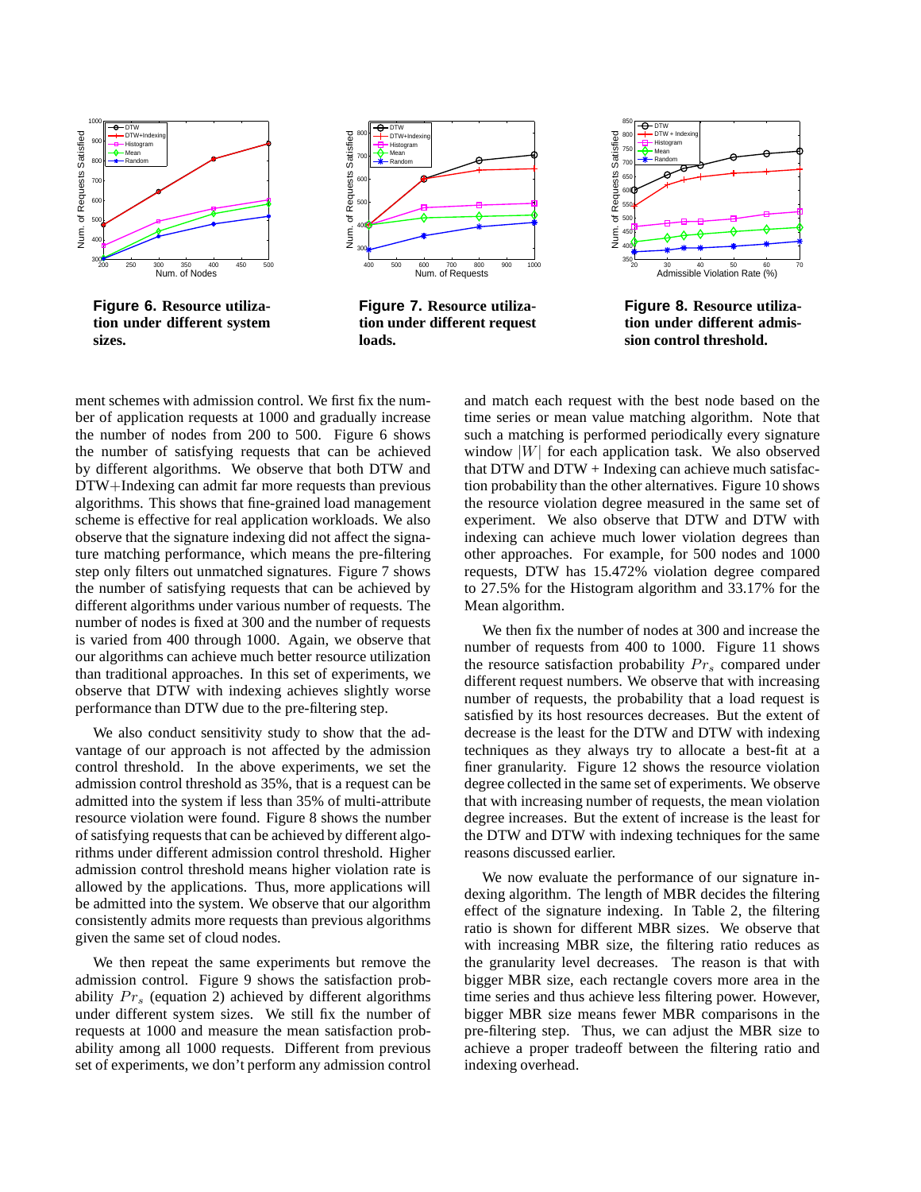**Figure 6. Resource utilization under different system sizes.**

**Figure 7. Resource utilization under different request loads.**

**Figure 8. Resource utilization under different admission control threshold.**

ment schemes with admission control. We first fix the number of application requests at 1000 and gradually increase the number of nodes from 200 to 500. Figure 6 shows the number of satisfying requests that can be achieved by different algorithms. We observe that both DTW and DTW+Indexing can admit far more requests than previous algorithms. This shows that fine-grained load management scheme is effective for real application workloads. We also observe that the signature indexing did not affect the signature matching performance, which means the pre-filtering step only filters out unmatched signatures. Figure 7 shows the number of satisfying requests that can be achieved by different algorithms under various number of requests. The number of nodes is fixed at 300 and the number of requests is varied from 400 through 1000. Again, we observe that our algorithms can achieve much better resource utilization than traditional approaches. In this set of experiments, we observe that DTW with indexing achieves slightly worse performance than DTW due to the pre-filtering step.

We also conduct sensitivity study to show that the advantage of our approach is not affected by the admission control threshold. In the above experiments, we set the admission control threshold as 35%, that is a request can be admitted into the system if less than 35% of multi-attribute resource violation were found. Figure 8 shows the number of satisfying requests that can be achieved by different algorithms under different admission control threshold. Higher admission control threshold means higher violation rate is allowed by the applications. Thus, more applications will be admitted into the system. We observe that our algorithm consistently admits more requests than previous algorithms given the same set of cloud nodes.

We then repeat the same experiments but remove the admission control. Figure 9 shows the satisfaction probability $Pr_s$ (equation 2) achieved by different algorithms under different system sizes. We still fix the number of requests at 1000 and measure the mean satisfaction probability among all 1000 requests. Different from previous set of experiments, we don't perform any admission control and match each request with the best node based on the time series or mean value matching algorithm. Note that such a matching is performed periodically every signature window $|W|$ for each application task. We also observed that DTW and DTW + Indexing can achieve much satisfaction probability than the other alternatives. Figure 10 shows the resource violation degree measured in the same set of experiment. We also observe that DTW and DTW with indexing can achieve much lower violation degrees than other approaches. For example, for 500 nodes and 1000 requests, DTW has 15.472% violation degree compared to 27.5% for the Histogram algorithm and 33.17% for the Mean algorithm.

We then fix the number of nodes at 300 and increase the number of requests from 400 to 1000. Figure 11 shows the resource satisfaction probability $Pr_s$ compared under different request numbers. We observe that with increasing number of requests, the probability that a load request is satisfied by its host resources decreases. But the extent of decrease is the least for the DTW and DTW with indexing techniques as they always try to allocate a best-fit at a finer granularity. Figure 12 shows the resource violation degree collected in the same set of experiments. We observe that with increasing number of requests, the mean violation degree increases. But the extent of increase is the least for the DTW and DTW with indexing techniques for the same reasons discussed earlier.

We now evaluate the performance of our signature indexing algorithm. The length of MBR decides the filtering effect of the signature indexing. In Table 2, the filtering ratio is shown for different MBR sizes. We observe that with increasing MBR size, the filtering ratio reduces as the granularity level decreases. The reason is that with bigger MBR size, each rectangle covers more area in the time series and thus achieve less filtering power. However, bigger MBR size means fewer MBR comparisons in the pre-filtering step. Thus, we can adjust the MBR size to achieve a proper tradeoff between the filtering ratio and indexing overhead.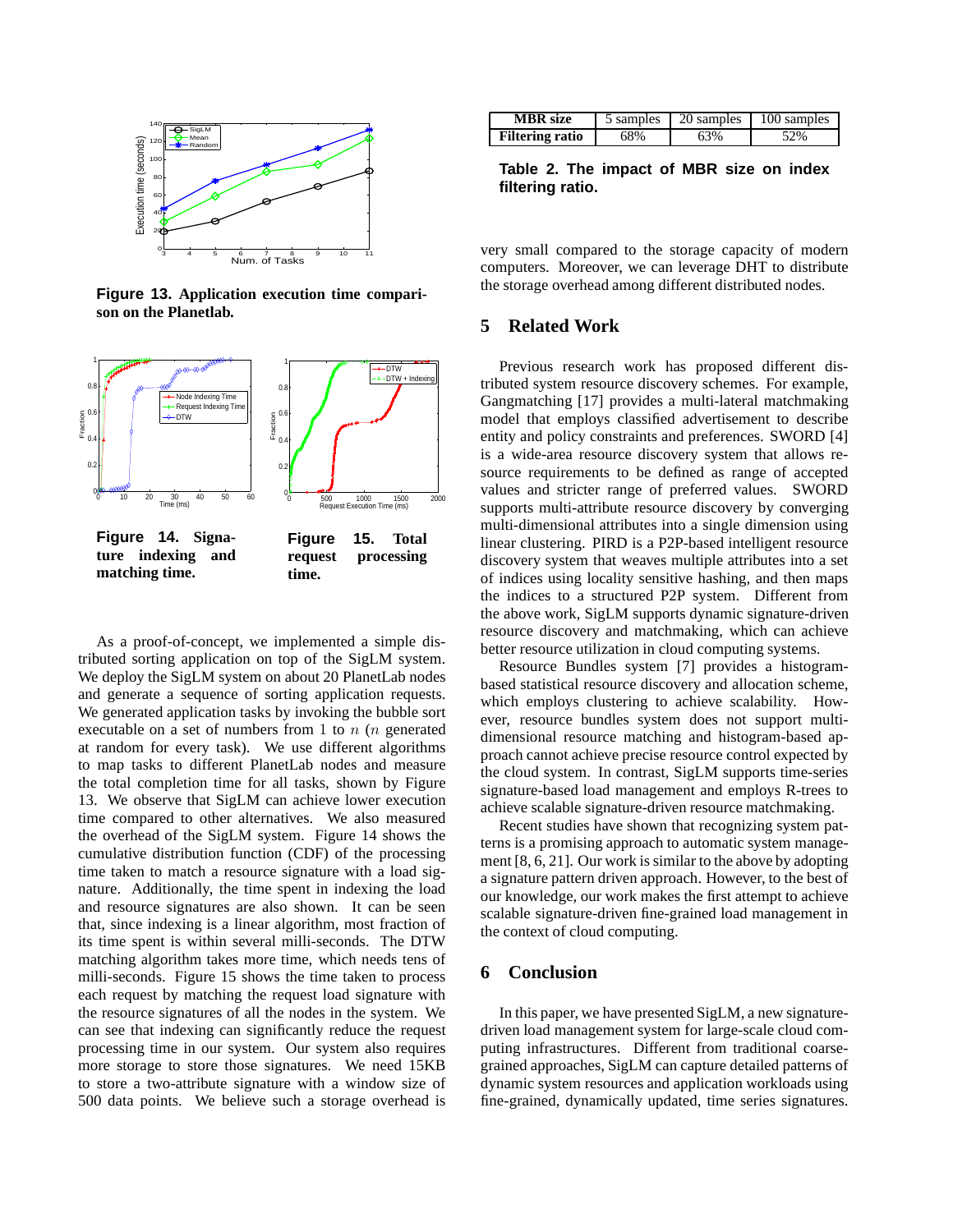Figure 13. Application execution time comparison on the Planetlab.

Figure 14. Signature indexing and matching time.

Figure 15. Total request processing time.

As a proof-of-concept, we implemented a simple distributed sorting application on top of the SigLM system. We deploy the SigLM system on about 20 PlanetLab nodes and generate a sequence of sorting application requests. We generated application tasks by invoking the bubble sort executable on a set of numbers from 1 to $n$ ($n$ generated at random for every task). We use different algorithms to map tasks to different PlanetLab nodes and measure the total completion time for all tasks, shown by Figure 13. We observe that SigLM can achieve lower execution time compared to other alternatives. We also measured the overhead of the SigLM system. Figure 14 shows the cumulative distribution function (CDF) of the processing time taken to match a resource signature with a load signature. Additionally, the time spent in indexing the load and resource signatures are also shown. It can be seen that, since indexing is a linear algorithm, most fraction of its time spent is within several milli-seconds. The DTW matching algorithm takes more time, which needs tens of milli-seconds. Figure 15 shows the time taken to process each request by matching the request load signature with the resource signatures of all the nodes in the system. We can see that indexing can significantly reduce the request processing time in our system. Our system also requires more storage to store those signatures. We need 15KB to store a two-attribute signature with a window size of 500 data points. We believe such a storage overhead is very small compared to the storage capacity of modern computers. Moreover, we can leverage DHT to distribute the storage overhead among different distributed nodes.

| MBR size | 5 samples | 20 samples | 100 samples |
|---|---|---|---|
| Filtering ratio | 68% | 63% | 52% |

**Table 2. The impact of MBR size on index filtering ratio.**

## 5 Related Work

Previous research work has proposed different distributed system resource discovery schemes. For example, Gangmatching [17] provides a multi-lateral matchmaking model that employs classified advertisement to describe entity and policy constraints and preferences. SWORD [4] is a wide-area resource discovery system that allows resource requirements to be defined as range of accepted values and stricter range of preferred values. SWORD supports multi-attribute resource discovery by converging multi-dimensional attributes into a single dimension using linear clustering. PIRD is a P2P-based intelligent resource discovery system that weaves multiple attributes into a set of indices using locality sensitive hashing, and then maps the indices to a structured P2P system. Different from the above work, SigLM supports dynamic signature-driven resource discovery and matchmaking, which can achieve better resource utilization in cloud computing systems.

Resource Bundles system [7] provides a histogram-based statistical resource discovery and allocation scheme, which employs clustering to achieve scalability. However, resource bundles system does not support multi-dimensional resource matching and histogram-based approach cannot achieve precise resource control expected by the cloud system. In contrast, SigLM supports time-series signature-based load management and employs R-trees to achieve scalable signature-driven resource matchmaking.

Recent studies have shown that recognizing system patterns is a promising approach to automatic system management [8, 6, 21]. Our work is similar to the above by adopting a signature pattern driven approach. However, to the best of our knowledge, our work makes the first attempt to achieve scalable signature-driven fine-grained load management in the context of cloud computing.

## 6 Conclusion

In this paper, we have presented SigLM, a new signature-driven load management system for large-scale cloud computing infrastructures. Different from traditional coarse-grained approaches, SigLM can capture detailed patterns of dynamic system resources and application workloads using fine-grained, dynamically updated, time series signatures.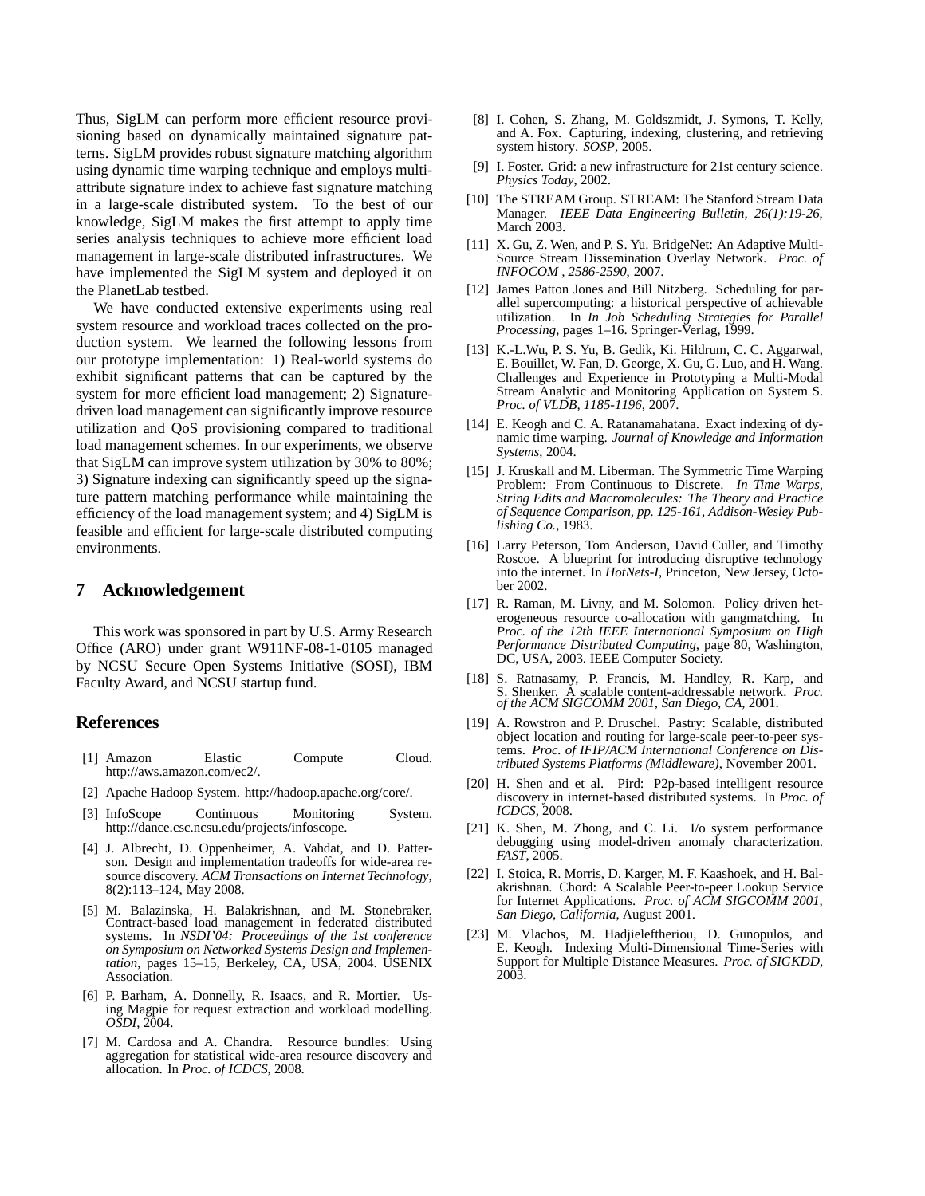Thus, SigLM can perform more efficient resource provisioning based on dynamically maintained signature patterns. SigLM provides robust signature matching algorithm using dynamic time warping technique and employs multi-attribute signature index to achieve fast signature matching in a large-scale distributed system. To the best of our knowledge, SigLM makes the first attempt to apply time series analysis techniques to achieve more efficient load management in large-scale distributed infrastructures. We have implemented the SigLM system and deployed it on the PlanetLab testbed.

We have conducted extensive experiments using real system resource and workload traces collected on the production system. We learned the following lessons from our prototype implementation: 1) Real-world systems do exhibit significant patterns that can be captured by the system for more efficient load management; 2) Signature-driven load management can significantly improve resource utilization and QoS provisioning compared to traditional load management schemes. In our experiments, we observe that SigLM can improve system utilization by 30% to 80%; 3) Signature indexing can significantly speed up the signature pattern matching performance while maintaining the efficiency of the load management system; and 4) SigLM is feasible and efficient for large-scale distributed computing environments.

## 7 Acknowledgement

This work was sponsored in part by U.S. Army Research Office (ARO) under grant W911NF-08-1-0105 managed by NCSU Secure Open Systems Initiative (SOSI), IBM Faculty Award, and NCSU startup fund.

## References

[1] Amazon Elastic Compute Cloud. http://aws.amazon.com/ec2/.

[2] Apache Hadoop System. http://hadoop.apache.org/core/.

[3] InfoScope Continuous Monitoring System. http://dance.csc.ncsu.edu/projects/infoscope.

[4] J. Albrecht, D. Oppenheimer, A. Vahdat, and D. Patterson. Design and implementation tradeoffs for wide-area resource discovery. *ACM Transactions on Internet Technology*, 8(2):113–124, May 2008.

[5] M. Balazinska, H. Balakrishnan, and M. Stonebraker. Contract-based load management in federated distributed systems. In *NSDI'04: Proceedings of the 1st conference on Symposium on Networked Systems Design and Implementation*, pages 15–15, Berkeley, CA, USA, 2004. USENIX Association.

[6] P. Barham, A. Donnelly, R. Isaacs, and R. Mortier. Using Magpie for request extraction and workload modelling. *OSDI*, 2004.

[7] M. Cardosa and A. Chandra. Resource bundles: Using aggregation for statistical wide-area resource discovery and allocation. In *Proc. of ICDCS*, 2008.

[8] I. Cohen, S. Zhang, M. Goldszmidt, J. Symons, T. Kelly, and A. Fox. Capturing, indexing, clustering, and retrieving system history. *SOSP*, 2005.

[9] I. Foster. Grid: a new infrastructure for 21st century science. *Physics Today*, 2002.

[10] The STREAM Group. STREAM: The Stanford Stream Data Manager. *IEEE Data Engineering Bulletin, 26(1):19-26*, March 2003.

[11] X. Gu, Z. Wen, and P. S. Yu. BridgeNet: An Adaptive Multi-Source Stream Dissemination Overlay Network. *Proc. of INFOCOM , 2586-2590*, 2007.

[12] James Patton Jones and Bill Nitzberg. Scheduling for parallel supercomputing: a historical perspective of achievable utilization. In *In Job Scheduling Strategies for Parallel Processing*, pages 1–16. Springer-Verlag, 1999.

[13] K.-L.Wu, P. S. Yu, B. Gedik, Ki. Hildrum, C. C. Aggarwal, E. Bouillet, W. Fan, D. George, X. Gu, G. Luo, and H. Wang. Challenges and Experience in Prototyping a Multi-Modal Stream Analytic and Monitoring Application on System S. *Proc. of VLDB, 1185-1196*, 2007.

[14] E. Keogh and C. A. Ratanamahatana. Exact indexing of dynamic time warping. *Journal of Knowledge and Information Systems*, 2004.

[15] J. Kruskall and M. Liberman. The Symmetric Time Warping Problem: From Continuous to Discrete. *In Time Warps, String Edits and Macromolecules: The Theory and Practice of Sequence Comparison, pp. 125-161, Addison-Wesley Publishing Co.*, 1983.

[16] Larry Peterson, Tom Anderson, David Culler, and Timothy Roscoe. A blueprint for introducing disruptive technology into the internet. In *HotNets-I*, Princeton, New Jersey, October 2002.

[17] R. Raman, M. Livny, and M. Solomon. Policy driven heterogeneous resource co-allocation with gangmatching. In *Proc. of the 12th IEEE International Symposium on High Performance Distributed Computing*, page 80, Washington, DC, USA, 2003. IEEE Computer Society.

[18] S. Ratnasamy, P. Francis, M. Handley, R. Karp, and S. Shenker. A scalable content-addressable network. *Proc. of the ACM SIGCOMM 2001, San Diego, CA*, 2001.

[19] A. Rowstron and P. Druschel. Pastry: Scalable, distributed object location and routing for large-scale peer-to-peer systems. *Proc. of IFIP/ACM International Conference on Distributed Systems Platforms (Middleware)*, November 2001.

[20] H. Shen and et al. Pird: P2p-based intelligent resource discovery in internet-based distributed systems. In *Proc. of ICDCS*, 2008.

[21] K. Shen, M. Zhong, and C. Li. I/o system performance debugging using model-driven anomaly characterization. *FAST*, 2005.

[22] I. Stoica, R. Morris, D. Karger, M. F. Kaashoek, and H. Balakrishnan. Chord: A Scalable Peer-to-peer Lookup Service for Internet Applications. *Proc. of ACM SIGCOMM 2001, San Diego, California*, August 2001.

[23] M. Vlachos, M. Hadjieleftheriou, D. Gunopulos, and E. Keogh. Indexing Multi-Dimensional Time-Series with Support for Multiple Distance Measures. *Proc. of SIGKDD*, 2003.